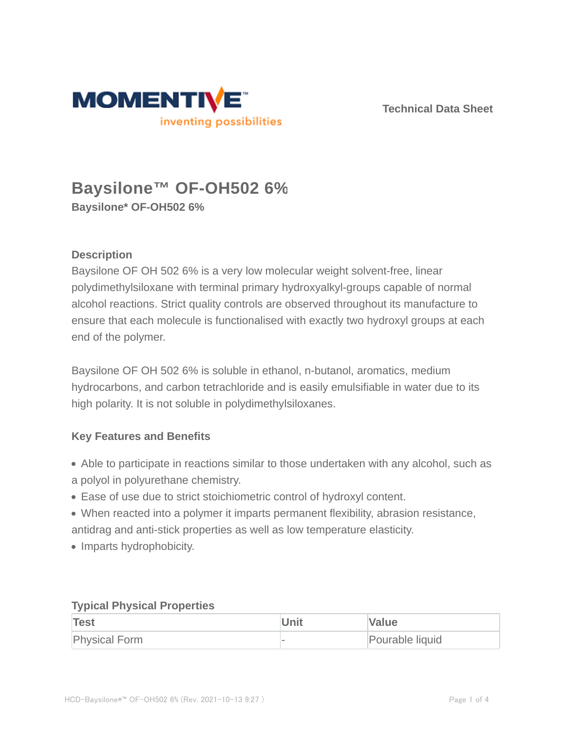Technical Data Sheet

# Baysilone™ OF-OH502 6%

**Baysilone* OF-OH502 6%**

### Description

Baysilone OF OH 502 6% is a very low molecular weight solvent-free, linear polydimethylsiloxane with terminal primary hydroxyalkyl-groups capable of normal alcohol reactions. Strict quality controls are observed throughout its manufacture to ensure that each molecule is functionalised with exactly two hydroxyl groups at each end of the polymer.

Baysilone OF OH 502 6% is soluble in ethanol, n-butanol, aromatics, medium hydrocarbons, and carbon tetrachloride and is easily emulsifiable in water due to its high polarity. It is not soluble in polydimethylsiloxanes.

### Key Features and Benefits

- Able to participate in reactions similar to those undertaken with any alcohol, such as a polyol in polyurethane chemistry.
- Ease of use due to strict stoichiometric control of hydroxyl content.
- When reacted into a polymer it imparts permanent flexibility, abrasion resistance, antidrag and anti-stick properties as well as low temperature elasticity.
- Imparts hydrophobicity.

### Typical Physical Properties

| Test | Unit | Value |
|---|---|---|
| Physical Form | - | Pourable liquid |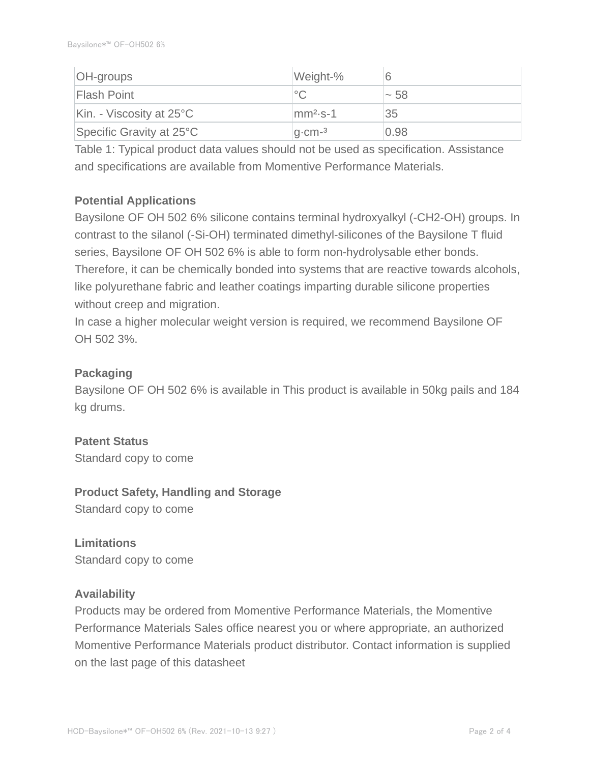| OH-groups | Weight-% | 6 |
| --- | --- | --- |
| Flash Point | °C | ~ 58 |
| Kin. - Viscosity at 25°C | $mm^2 \cdot s^{-1}$ | 35 |
| Specific Gravity at 25°C | $g \cdot cm^{-3}$ | 0.98 |

Table 1: Typical product data values should not be used as specification. Assistance and specifications are available from Momentive Performance Materials.

**Potential Applications**

Baysilone OF OH 502 6% silicone contains terminal hydroxyalkyl (-CH2-OH) groups. In contrast to the silanol (-Si-OH) terminated dimethyl-silicones of the Baysilone T fluid series, Baysilone OF OH 502 6% is able to form non-hydrolysable ether bonds. Therefore, it can be chemically bonded into systems that are reactive towards alcohols, like polyurethane fabric and leather coatings imparting durable silicone properties without creep and migration.

In case a higher molecular weight version is required, we recommend Baysilone OF OH 502 3%.

**Packaging**

Baysilone OF OH 502 6% is available in This product is available in 50kg pails and 184 kg drums.

**Patent Status**

Standard copy to come

**Product Safety, Handling and Storage**

Standard copy to come

**Limitations**

Standard copy to come

**Availability**

Products may be ordered from Momentive Performance Materials, the Momentive Performance Materials Sales office nearest you or where appropriate, an authorized Momentive Performance Materials product distributor. Contact information is supplied on the last page of this datasheet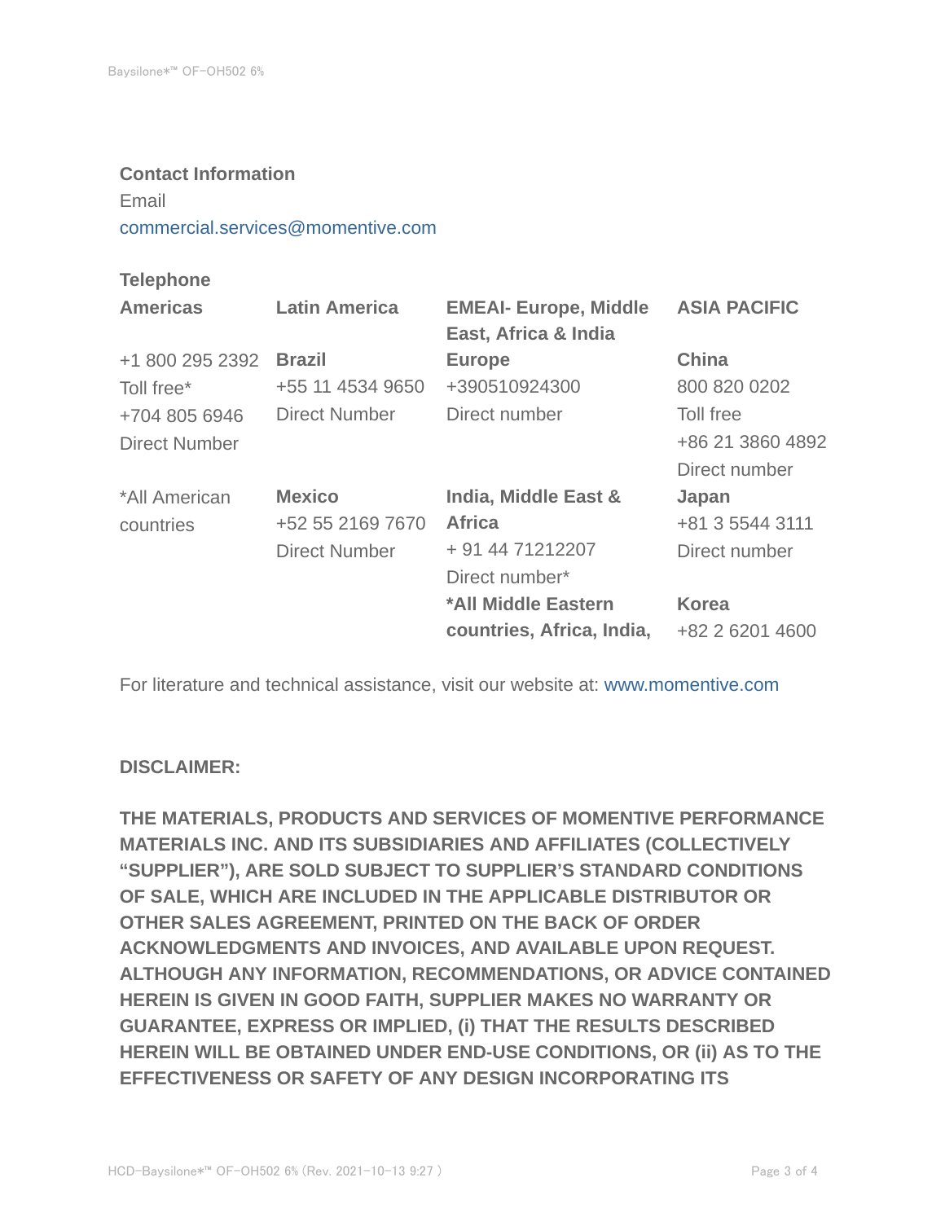**Contact Information**

Email

commercial.services@momentive.com

**Telephone**

| **Americas** | **Latin America** | **EMEAI- Europe, Middle East, Africa & India** | **ASIA PACIFIC** |
|---|---|---|---|
| +1 800 295 2392<br>Toll free*<br>+704 805 6946<br>Direct Number | **Brazil**<br>+55 11 4534 9650<br>Direct Number | **Europe**<br>+390510924300<br>Direct number | **China**<br>800 820 0202<br>Toll free<br>+86 21 3860 4892<br>Direct number |
| *All American countries | **Mexico**<br>+52 55 2169 7670<br>Direct Number | **India, Middle East & Africa**<br>+ 91 44 71212207<br>Direct number*<br>***All Middle Eastern countries, Africa, India,** | **Japan**<br>+81 3 5544 3111<br>Direct number<br>**Korea**<br>+82 2 6201 4600 |

For literature and technical assistance, visit our website at: www.momentive.com

**DISCLAIMER:**

**THE MATERIALS, PRODUCTS AND SERVICES OF MOMENTIVE PERFORMANCE MATERIALS INC. AND ITS SUBSIDIARIES AND AFFILIATES (COLLECTIVELY "SUPPLIER"), ARE SOLD SUBJECT TO SUPPLIER'S STANDARD CONDITIONS OF SALE, WHICH ARE INCLUDED IN THE APPLICABLE DISTRIBUTOR OR OTHER SALES AGREEMENT, PRINTED ON THE BACK OF ORDER ACKNOWLEDGMENTS AND INVOICES, AND AVAILABLE UPON REQUEST. ALTHOUGH ANY INFORMATION, RECOMMENDATIONS, OR ADVICE CONTAINED HEREIN IS GIVEN IN GOOD FAITH, SUPPLIER MAKES NO WARRANTY OR GUARANTEE, EXPRESS OR IMPLIED, (i) THAT THE RESULTS DESCRIBED HEREIN WILL BE OBTAINED UNDER END-USE CONDITIONS, OR (ii) AS TO THE EFFECTIVENESS OR SAFETY OF ANY DESIGN INCORPORATING ITS**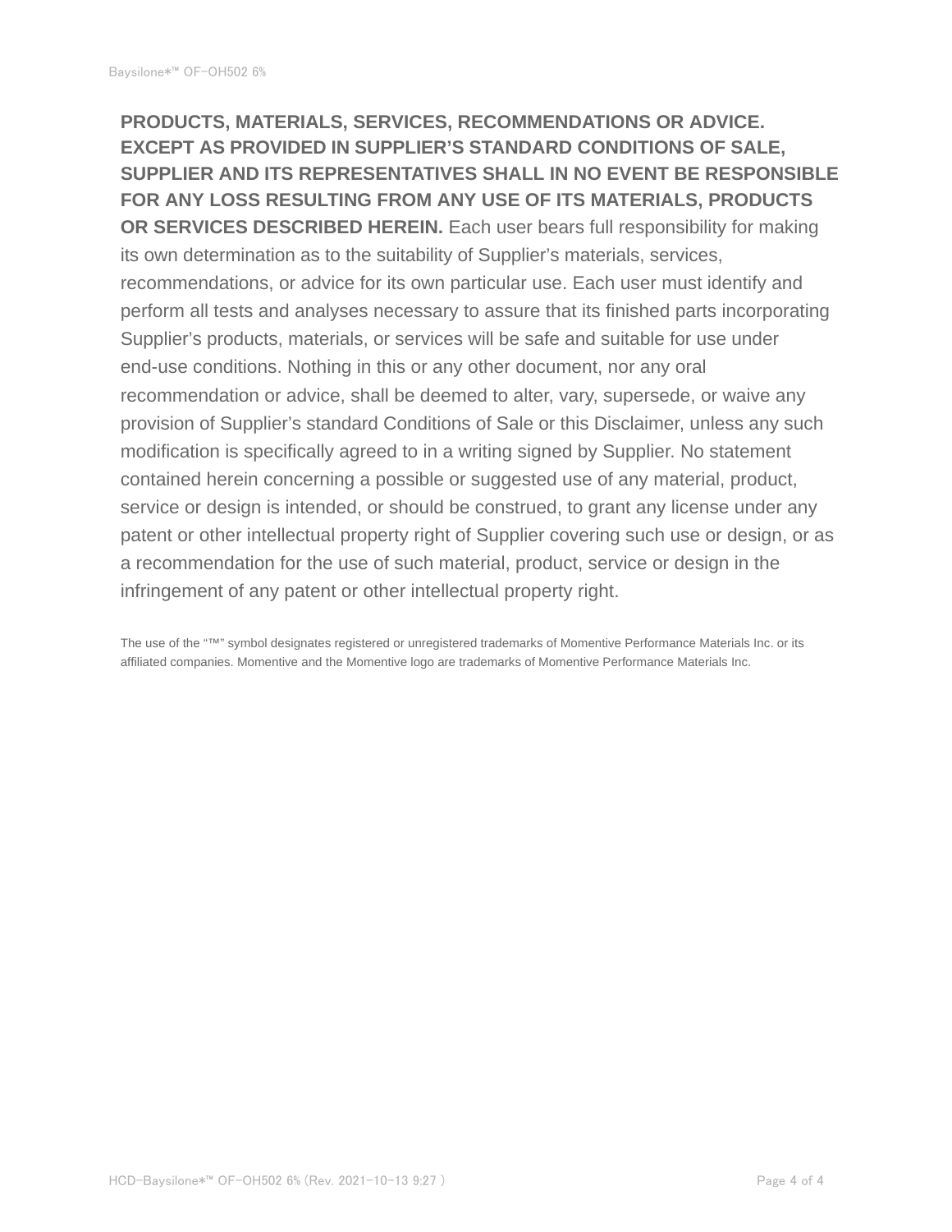**PRODUCTS, MATERIALS, SERVICES, RECOMMENDATIONS OR ADVICE. EXCEPT AS PROVIDED IN SUPPLIER'S STANDARD CONDITIONS OF SALE, SUPPLIER AND ITS REPRESENTATIVES SHALL IN NO EVENT BE RESPONSIBLE FOR ANY LOSS RESULTING FROM ANY USE OF ITS MATERIALS, PRODUCTS OR SERVICES DESCRIBED HEREIN.** Each user bears full responsibility for making its own determination as to the suitability of Supplier's materials, services, recommendations, or advice for its own particular use. Each user must identify and perform all tests and analyses necessary to assure that its finished parts incorporating Supplier's products, materials, or services will be safe and suitable for use under end-use conditions. Nothing in this or any other document, nor any oral recommendation or advice, shall be deemed to alter, vary, supersede, or waive any provision of Supplier's standard Conditions of Sale or this Disclaimer, unless any such modification is specifically agreed to in a writing signed by Supplier. No statement contained herein concerning a possible or suggested use of any material, product, service or design is intended, or should be construed, to grant any license under any patent or other intellectual property right of Supplier covering such use or design, or as a recommendation for the use of such material, product, service or design in the infringement of any patent or other intellectual property right.

The use of the "™" symbol designates registered or unregistered trademarks of Momentive Performance Materials Inc. or its affiliated companies. Momentive and the Momentive logo are trademarks of Momentive Performance Materials Inc.